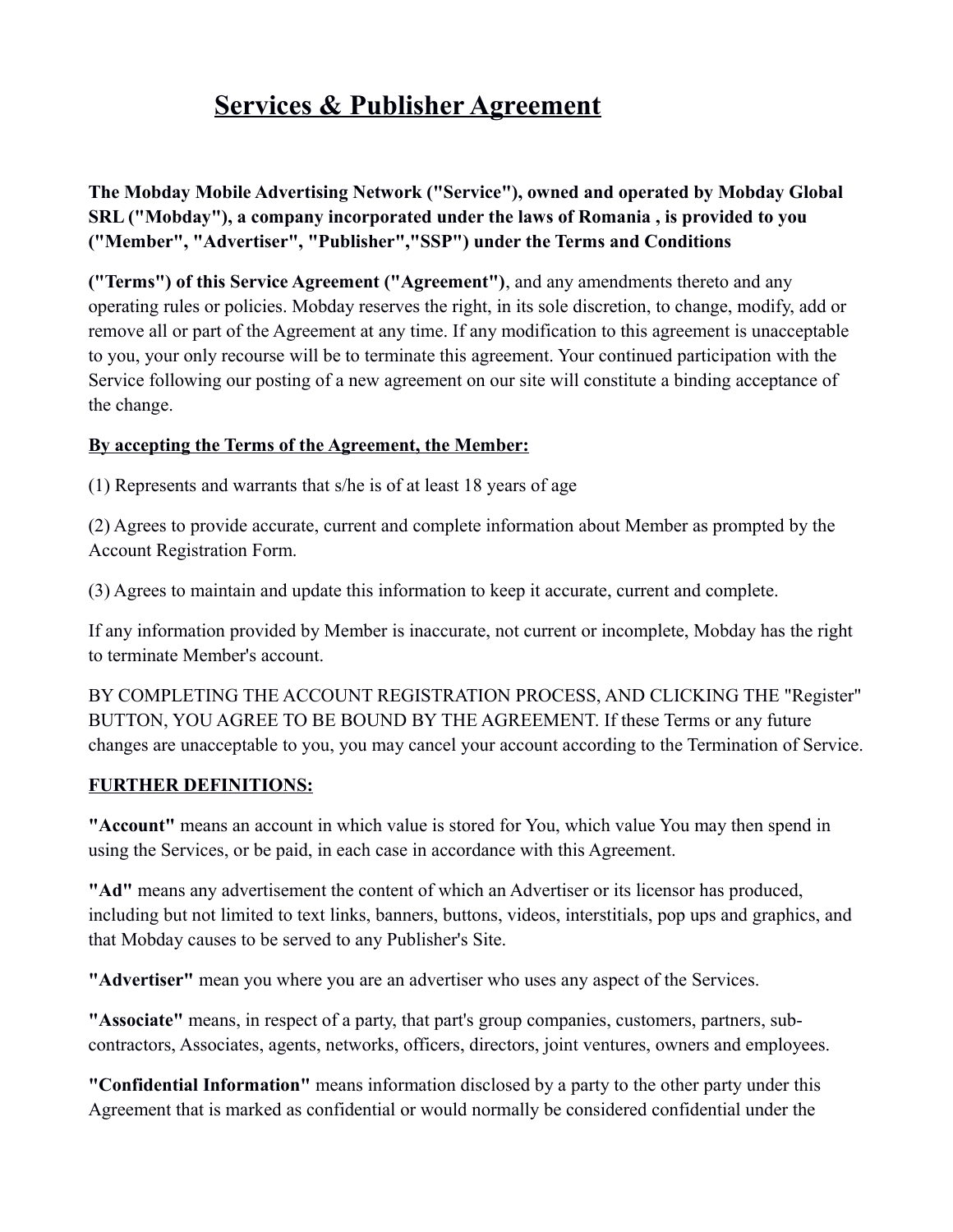# Services & Publisher Agreement

**The Mobday Mobile Advertising Network ("Service"), owned and operated by Mobday Global SRL ("Mobday"), a company incorporated under the laws of Romania , is provided to you ("Member", "Advertiser", "Publisher","SSP") under the Terms and Conditions**

**("Terms") of this Service Agreement ("Agreement")**, and any amendments thereto and any operating rules or policies. Mobday reserves the right, in its sole discretion, to change, modify, add or remove all or part of the Agreement at any time. If any modification to this agreement is unacceptable to you, your only recourse will be to terminate this agreement. Your continued participation with the Service following our posting of a new agreement on our site will constitute a binding acceptance of the change.

**By accepting the Terms of the Agreement, the Member:**

(1) Represents and warrants that s/he is of at least 18 years of age

(2) Agrees to provide accurate, current and complete information about Member as prompted by the Account Registration Form.

(3) Agrees to maintain and update this information to keep it accurate, current and complete.

If any information provided by Member is inaccurate, not current or incomplete, Mobday has the right to terminate Member's account.

BY COMPLETING THE ACCOUNT REGISTRATION PROCESS, AND CLICKING THE "Register" BUTTON, YOU AGREE TO BE BOUND BY THE AGREEMENT. If these Terms or any future changes are unacceptable to you, you may cancel your account according to the Termination of Service.

**FURTHER DEFINITIONS:**

**"Account"** means an account in which value is stored for You, which value You may then spend in using the Services, or be paid, in each case in accordance with this Agreement.

**"Ad"** means any advertisement the content of which an Advertiser or its licensor has produced, including but not limited to text links, banners, buttons, videos, interstitials, pop ups and graphics, and that Mobday causes to be served to any Publisher's Site.

**"Advertiser"** mean you where you are an advertiser who uses any aspect of the Services.

**"Associate"** means, in respect of a party, that part's group companies, customers, partners, sub-contractors, Associates, agents, networks, officers, directors, joint ventures, owners and employees.

**"Confidential Information"** means information disclosed by a party to the other party under this Agreement that is marked as confidential or would normally be considered confidential under the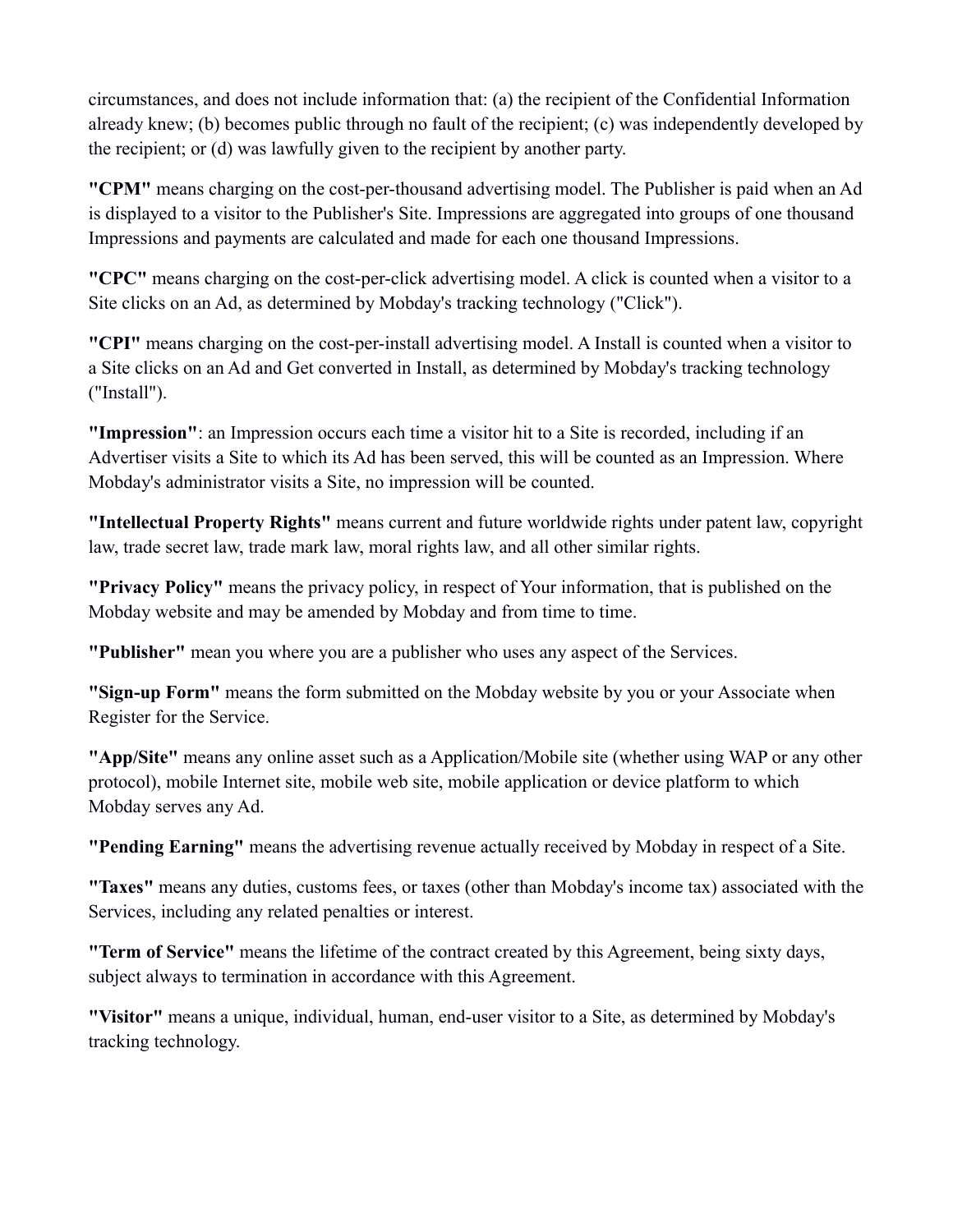circumstances, and does not include information that: (a) the recipient of the Confidential Information already knew; (b) becomes public through no fault of the recipient; (c) was independently developed by the recipient; or (d) was lawfully given to the recipient by another party.

**"CPM"** means charging on the cost-per-thousand advertising model. The Publisher is paid when an Ad is displayed to a visitor to the Publisher's Site. Impressions are aggregated into groups of one thousand Impressions and payments are calculated and made for each one thousand Impressions.

**"CPC"** means charging on the cost-per-click advertising model. A click is counted when a visitor to a Site clicks on an Ad, as determined by Mobday's tracking technology ("Click").

**"CPI"** means charging on the cost-per-install advertising model. A Install is counted when a visitor to a Site clicks on an Ad and Get converted in Install, as determined by Mobday's tracking technology ("Install").

**"Impression"**: an Impression occurs each time a visitor hit to a Site is recorded, including if an Advertiser visits a Site to which its Ad has been served, this will be counted as an Impression. Where Mobday's administrator visits a Site, no impression will be counted.

**"Intellectual Property Rights"** means current and future worldwide rights under patent law, copyright law, trade secret law, trade mark law, moral rights law, and all other similar rights.

**"Privacy Policy"** means the privacy policy, in respect of Your information, that is published on the Mobday website and may be amended by Mobday and from time to time.

**"Publisher"** mean you where you are a publisher who uses any aspect of the Services.

**"Sign-up Form"** means the form submitted on the Mobday website by you or your Associate when Register for the Service.

**"App/Site"** means any online asset such as a Application/Mobile site (whether using WAP or any other protocol), mobile Internet site, mobile web site, mobile application or device platform to which Mobday serves any Ad.

**"Pending Earning"** means the advertising revenue actually received by Mobday in respect of a Site.

**"Taxes"** means any duties, customs fees, or taxes (other than Mobday's income tax) associated with the Services, including any related penalties or interest.

**"Term of Service"** means the lifetime of the contract created by this Agreement, being sixty days, subject always to termination in accordance with this Agreement.

**"Visitor"** means a unique, individual, human, end-user visitor to a Site, as determined by Mobday's tracking technology.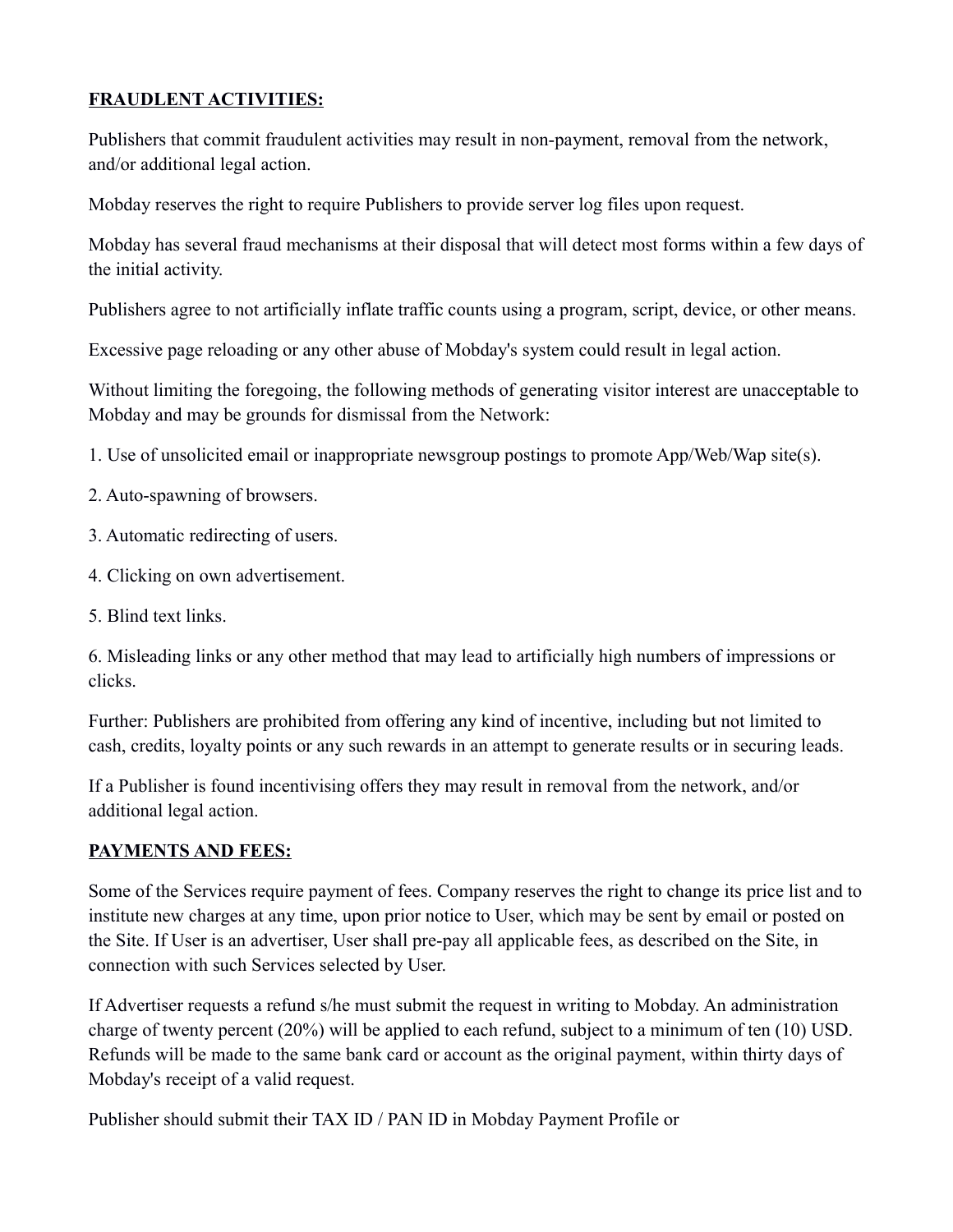**FRAUDLENT ACTIVITIES:**

Publishers that commit fraudulent activities may result in non-payment, removal from the network, and/or additional legal action.

Mobday reserves the right to require Publishers to provide server log files upon request.

Mobday has several fraud mechanisms at their disposal that will detect most forms within a few days of the initial activity.

Publishers agree to not artificially inflate traffic counts using a program, script, device, or other means.

Excessive page reloading or any other abuse of Mobday's system could result in legal action.

Without limiting the foregoing, the following methods of generating visitor interest are unacceptable to Mobday and may be grounds for dismissal from the Network:

1. Use of unsolicited email or inappropriate newsgroup postings to promote App/Web/Wap site(s).

2. Auto-spawning of browsers.

3. Automatic redirecting of users.

4. Clicking on own advertisement.

5. Blind text links.

6. Misleading links or any other method that may lead to artificially high numbers of impressions or clicks.

Further: Publishers are prohibited from offering any kind of incentive, including but not limited to cash, credits, loyalty points or any such rewards in an attempt to generate results or in securing leads.

If a Publisher is found incentivising offers they may result in removal from the network, and/or additional legal action.

**PAYMENTS AND FEES:**

Some of the Services require payment of fees. Company reserves the right to change its price list and to institute new charges at any time, upon prior notice to User, which may be sent by email or posted on the Site. If User is an advertiser, User shall pre-pay all applicable fees, as described on the Site, in connection with such Services selected by User.

If Advertiser requests a refund s/he must submit the request in writing to Mobday. An administration charge of twenty percent (20%) will be applied to each refund, subject to a minimum of ten (10) USD. Refunds will be made to the same bank card or account as the original payment, within thirty days of Mobday's receipt of a valid request.

Publisher should submit their TAX ID / PAN ID in Mobday Payment Profile or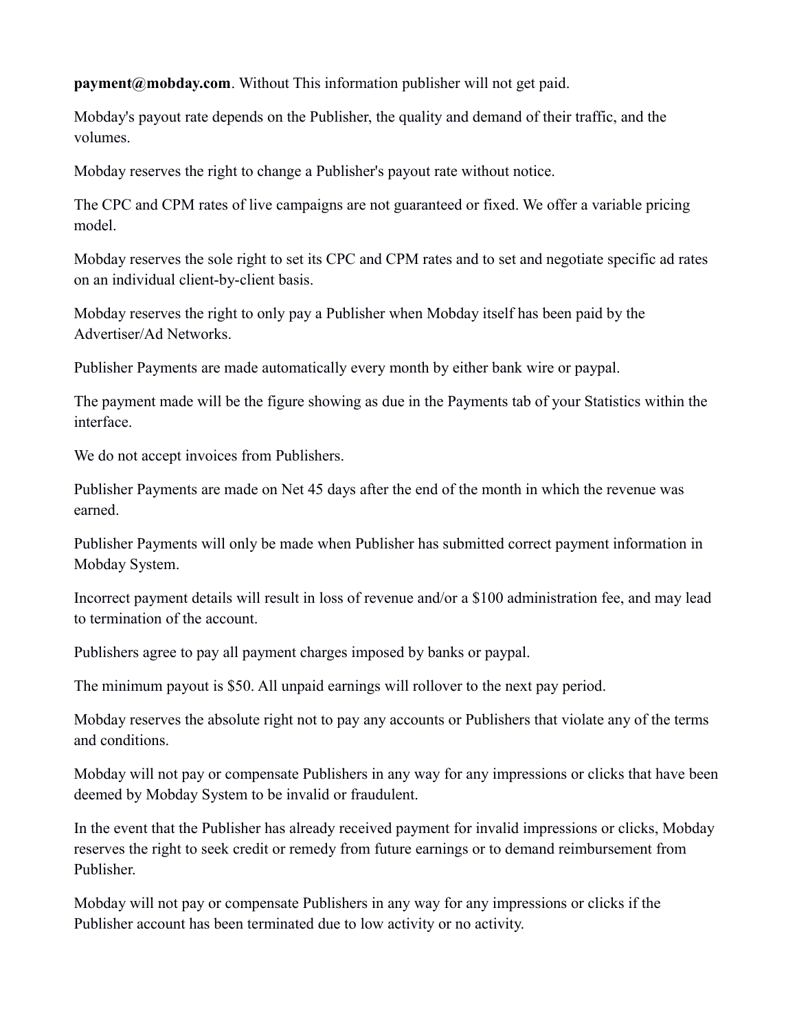**payment@mobday.com**. Without This information publisher will not get paid.

Mobday's payout rate depends on the Publisher, the quality and demand of their traffic, and the volumes.

Mobday reserves the right to change a Publisher's payout rate without notice.

The CPC and CPM rates of live campaigns are not guaranteed or fixed. We offer a variable pricing model.

Mobday reserves the sole right to set its CPC and CPM rates and to set and negotiate specific ad rates on an individual client-by-client basis.

Mobday reserves the right to only pay a Publisher when Mobday itself has been paid by the Advertiser/Ad Networks.

Publisher Payments are made automatically every month by either bank wire or paypal.

The payment made will be the figure showing as due in the Payments tab of your Statistics within the interface.

We do not accept invoices from Publishers.

Publisher Payments are made on Net 45 days after the end of the month in which the revenue was earned.

Publisher Payments will only be made when Publisher has submitted correct payment information in Mobday System.

Incorrect payment details will result in loss of revenue and/or a $100 administration fee, and may lead to termination of the account.

Publishers agree to pay all payment charges imposed by banks or paypal.

The minimum payout is $50. All unpaid earnings will rollover to the next pay period.

Mobday reserves the absolute right not to pay any accounts or Publishers that violate any of the terms and conditions.

Mobday will not pay or compensate Publishers in any way for any impressions or clicks that have been deemed by Mobday System to be invalid or fraudulent.

In the event that the Publisher has already received payment for invalid impressions or clicks, Mobday reserves the right to seek credit or remedy from future earnings or to demand reimbursement from Publisher.

Mobday will not pay or compensate Publishers in any way for any impressions or clicks if the Publisher account has been terminated due to low activity or no activity.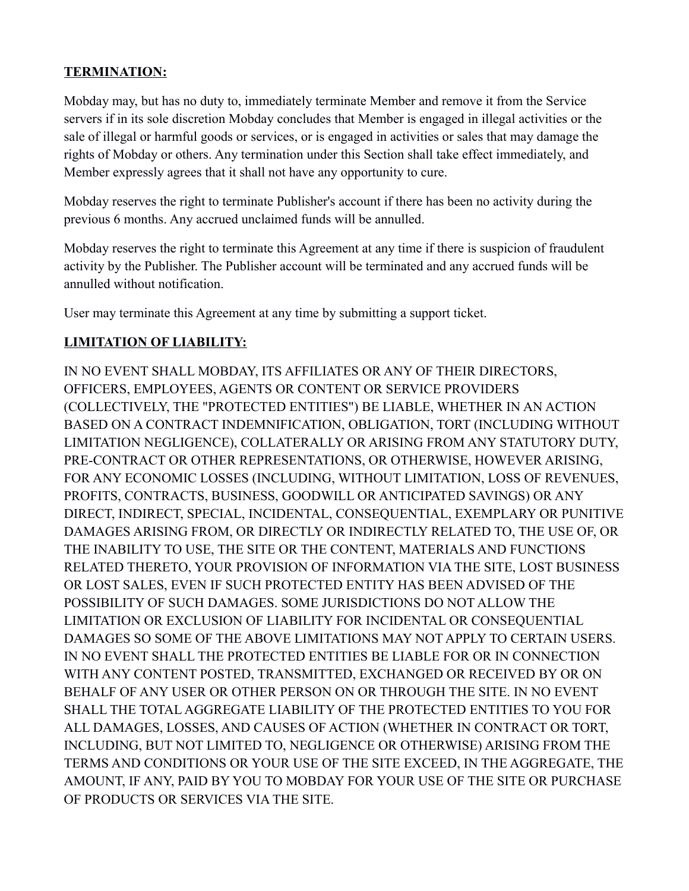**TERMINATION:**

Mobday may, but has no duty to, immediately terminate Member and remove it from the Service servers if in its sole discretion Mobday concludes that Member is engaged in illegal activities or the sale of illegal or harmful goods or services, or is engaged in activities or sales that may damage the rights of Mobday or others. Any termination under this Section shall take effect immediately, and Member expressly agrees that it shall not have any opportunity to cure.

Mobday reserves the right to terminate Publisher's account if there has been no activity during the previous 6 months. Any accrued unclaimed funds will be annulled.

Mobday reserves the right to terminate this Agreement at any time if there is suspicion of fraudulent activity by the Publisher. The Publisher account will be terminated and any accrued funds will be annulled without notification.

User may terminate this Agreement at any time by submitting a support ticket.

**LIMITATION OF LIABILITY:**

IN NO EVENT SHALL MOBDAY, ITS AFFILIATES OR ANY OF THEIR DIRECTORS, OFFICERS, EMPLOYEES, AGENTS OR CONTENT OR SERVICE PROVIDERS (COLLECTIVELY, THE "PROTECTED ENTITIES") BE LIABLE, WHETHER IN AN ACTION BASED ON A CONTRACT INDEMNIFICATION, OBLIGATION, TORT (INCLUDING WITHOUT LIMITATION NEGLIGENCE), COLLATERALLY OR ARISING FROM ANY STATUTORY DUTY, PRE-CONTRACT OR OTHER REPRESENTATIONS, OR OTHERWISE, HOWEVER ARISING, FOR ANY ECONOMIC LOSSES (INCLUDING, WITHOUT LIMITATION, LOSS OF REVENUES, PROFITS, CONTRACTS, BUSINESS, GOODWILL OR ANTICIPATED SAVINGS) OR ANY DIRECT, INDIRECT, SPECIAL, INCIDENTAL, CONSEQUENTIAL, EXEMPLARY OR PUNITIVE DAMAGES ARISING FROM, OR DIRECTLY OR INDIRECTLY RELATED TO, THE USE OF, OR THE INABILITY TO USE, THE SITE OR THE CONTENT, MATERIALS AND FUNCTIONS RELATED THERETO, YOUR PROVISION OF INFORMATION VIA THE SITE, LOST BUSINESS OR LOST SALES, EVEN IF SUCH PROTECTED ENTITY HAS BEEN ADVISED OF THE POSSIBILITY OF SUCH DAMAGES. SOME JURISDICTIONS DO NOT ALLOW THE LIMITATION OR EXCLUSION OF LIABILITY FOR INCIDENTAL OR CONSEQUENTIAL DAMAGES SO SOME OF THE ABOVE LIMITATIONS MAY NOT APPLY TO CERTAIN USERS. IN NO EVENT SHALL THE PROTECTED ENTITIES BE LIABLE FOR OR IN CONNECTION WITH ANY CONTENT POSTED, TRANSMITTED, EXCHANGED OR RECEIVED BY OR ON BEHALF OF ANY USER OR OTHER PERSON ON OR THROUGH THE SITE. IN NO EVENT SHALL THE TOTAL AGGREGATE LIABILITY OF THE PROTECTED ENTITIES TO YOU FOR ALL DAMAGES, LOSSES, AND CAUSES OF ACTION (WHETHER IN CONTRACT OR TORT, INCLUDING, BUT NOT LIMITED TO, NEGLIGENCE OR OTHERWISE) ARISING FROM THE TERMS AND CONDITIONS OR YOUR USE OF THE SITE EXCEED, IN THE AGGREGATE, THE AMOUNT, IF ANY, PAID BY YOU TO MOBDAY FOR YOUR USE OF THE SITE OR PURCHASE OF PRODUCTS OR SERVICES VIA THE SITE.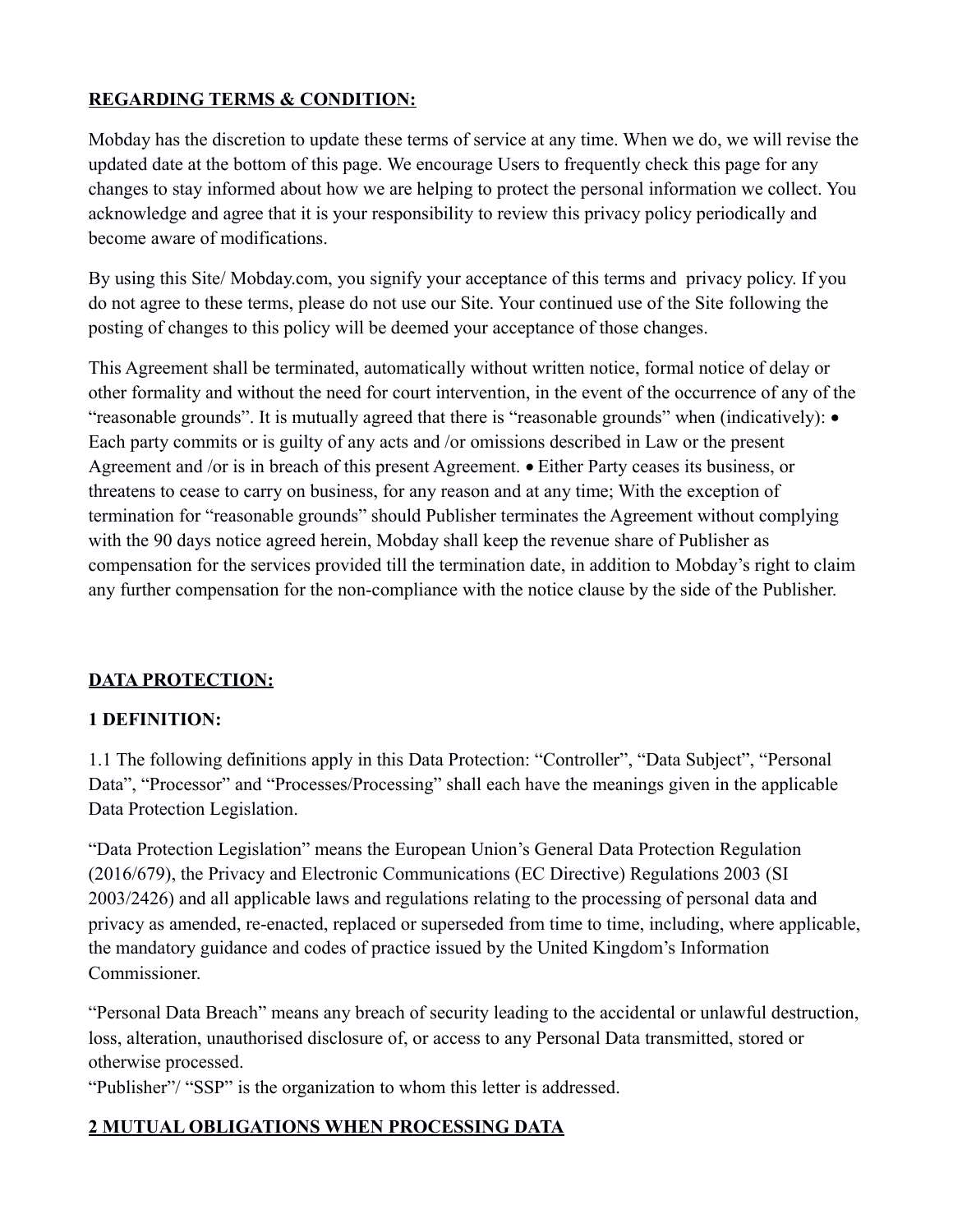**<u>REGARDING TERMS & CONDITION:</u>**

Mobday has the discretion to update these terms of service at any time. When we do, we will revise the updated date at the bottom of this page. We encourage Users to frequently check this page for any changes to stay informed about how we are helping to protect the personal information we collect. You acknowledge and agree that it is your responsibility to review this privacy policy periodically and become aware of modifications.

By using this Site/ Mobday.com, you signify your acceptance of this terms and privacy policy. If you do not agree to these terms, please do not use our Site. Your continued use of the Site following the posting of changes to this policy will be deemed your acceptance of those changes.

This Agreement shall be terminated, automatically without written notice, formal notice of delay or other formality and without the need for court intervention, in the event of the occurrence of any of the "reasonable grounds". It is mutually agreed that there is "reasonable grounds" when (indicatively): • Each party commits or is guilty of any acts and /or omissions described in Law or the present Agreement and /or is in breach of this present Agreement. • Either Party ceases its business, or threatens to cease to carry on business, for any reason and at any time; With the exception of termination for "reasonable grounds" should Publisher terminates the Agreement without complying with the 90 days notice agreed herein, Mobday shall keep the revenue share of Publisher as compensation for the services provided till the termination date, in addition to Mobday's right to claim any further compensation for the non-compliance with the notice clause by the side of the Publisher.

**<u>DATA PROTECTION:</u>**

**1 DEFINITION:**

1.1 The following definitions apply in this Data Protection: "Controller", "Data Subject", "Personal Data", "Processor" and "Processes/Processing" shall each have the meanings given in the applicable Data Protection Legislation.

"Data Protection Legislation" means the European Union's General Data Protection Regulation (2016/679), the Privacy and Electronic Communications (EC Directive) Regulations 2003 (SI 2003/2426) and all applicable laws and regulations relating to the processing of personal data and privacy as amended, re-enacted, replaced or superseded from time to time, including, where applicable, the mandatory guidance and codes of practice issued by the United Kingdom's Information Commissioner.

"Personal Data Breach" means any breach of security leading to the accidental or unlawful destruction, loss, alteration, unauthorised disclosure of, or access to any Personal Data transmitted, stored or otherwise processed.

"Publisher"/ "SSP" is the organization to whom this letter is addressed.

**<u>2 MUTUAL OBLIGATIONS WHEN PROCESSING DATA</u>**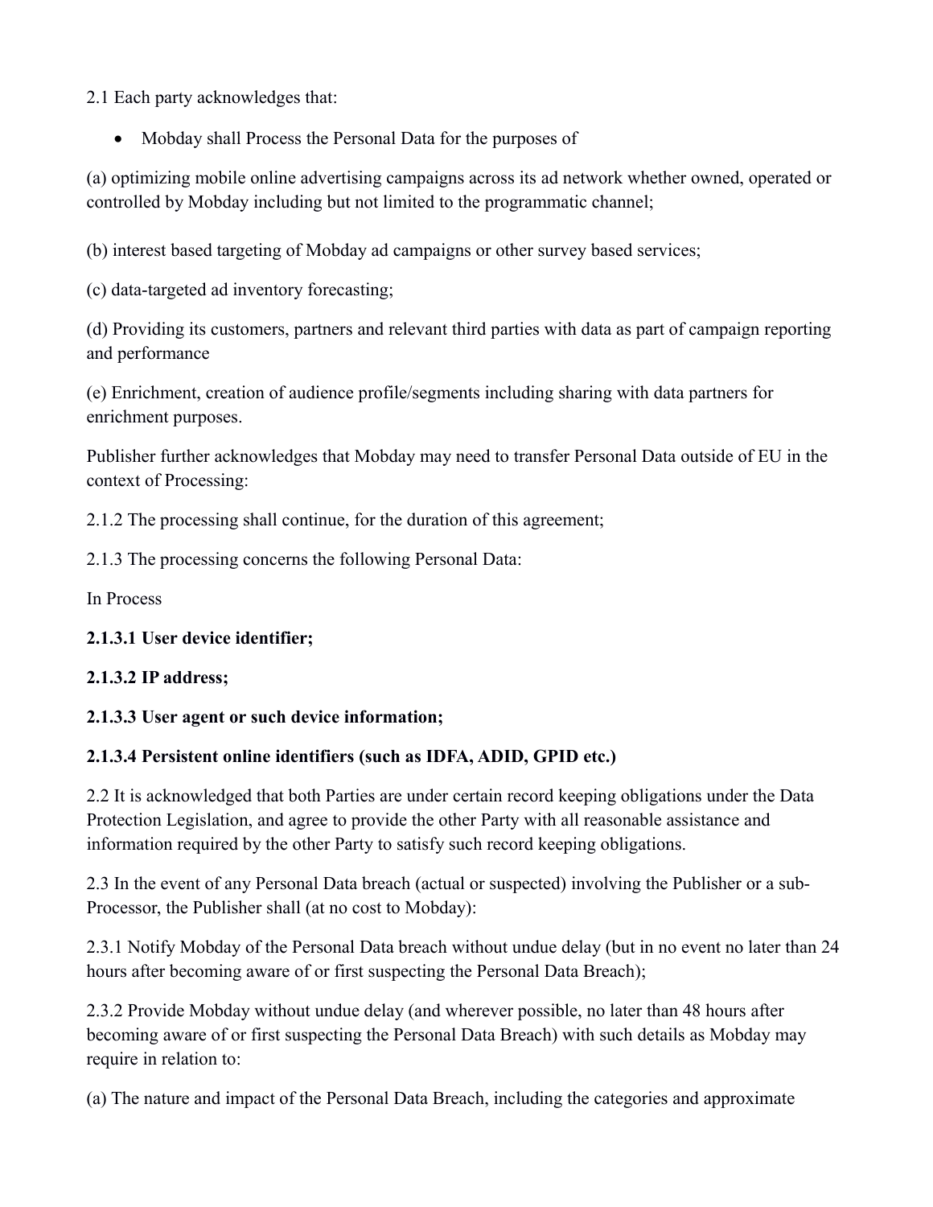2.1 Each party acknowledges that:

- Mobday shall Process the Personal Data for the purposes of

(a) optimizing mobile online advertising campaigns across its ad network whether owned, operated or controlled by Mobday including but not limited to the programmatic channel;

(b) interest based targeting of Mobday ad campaigns or other survey based services;

(c) data-targeted ad inventory forecasting;

(d) Providing its customers, partners and relevant third parties with data as part of campaign reporting and performance

(e) Enrichment, creation of audience profile/segments including sharing with data partners for enrichment purposes.

Publisher further acknowledges that Mobday may need to transfer Personal Data outside of EU in the context of Processing:

2.1.2 The processing shall continue, for the duration of this agreement;

2.1.3 The processing concerns the following Personal Data:

In Process

**2.1.3.1 User device identifier;**

**2.1.3.2 IP address;**

**2.1.3.3 User agent or such device information;**

**2.1.3.4 Persistent online identifiers (such as IDFA, ADID, GPID etc.)**

2.2 It is acknowledged that both Parties are under certain record keeping obligations under the Data Protection Legislation, and agree to provide the other Party with all reasonable assistance and information required by the other Party to satisfy such record keeping obligations.

2.3 In the event of any Personal Data breach (actual or suspected) involving the Publisher or a sub-Processor, the Publisher shall (at no cost to Mobday):

2.3.1 Notify Mobday of the Personal Data breach without undue delay (but in no event no later than 24 hours after becoming aware of or first suspecting the Personal Data Breach);

2.3.2 Provide Mobday without undue delay (and wherever possible, no later than 48 hours after becoming aware of or first suspecting the Personal Data Breach) with such details as Mobday may require in relation to:

(a) The nature and impact of the Personal Data Breach, including the categories and approximate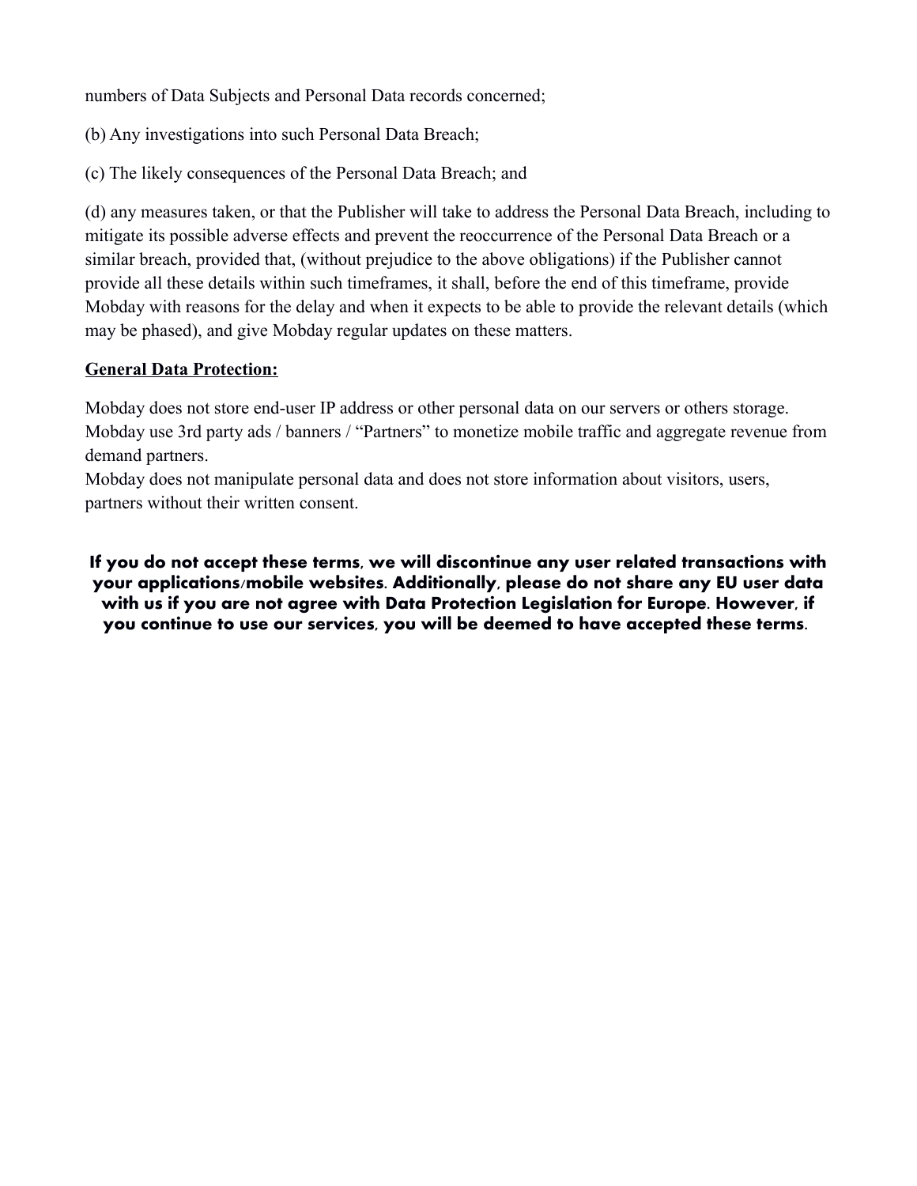numbers of Data Subjects and Personal Data records concerned;

(b) Any investigations into such Personal Data Breach;

(c) The likely consequences of the Personal Data Breach; and

(d) any measures taken, or that the Publisher will take to address the Personal Data Breach, including to mitigate its possible adverse effects and prevent the reoccurrence of the Personal Data Breach or a similar breach, provided that, (without prejudice to the above obligations) if the Publisher cannot provide all these details within such timeframes, it shall, before the end of this timeframe, provide Mobday with reasons for the delay and when it expects to be able to provide the relevant details (which may be phased), and give Mobday regular updates on these matters.

**General Data Protection:**

Mobday does not store end-user IP address or other personal data on our servers or others storage.
Mobday use 3rd party ads / banners / "Partners" to monetize mobile traffic and aggregate revenue from demand partners.
Mobday does not manipulate personal data and does not store information about visitors, users, partners without their written consent.

**If you do not accept these terms, we will discontinue any user related transactions with your applications/mobile websites. Additionally, please do not share any EU user data with us if you are not agree with Data Protection Legislation for Europe. However, if you continue to use our services, you will be deemed to have accepted these terms.**